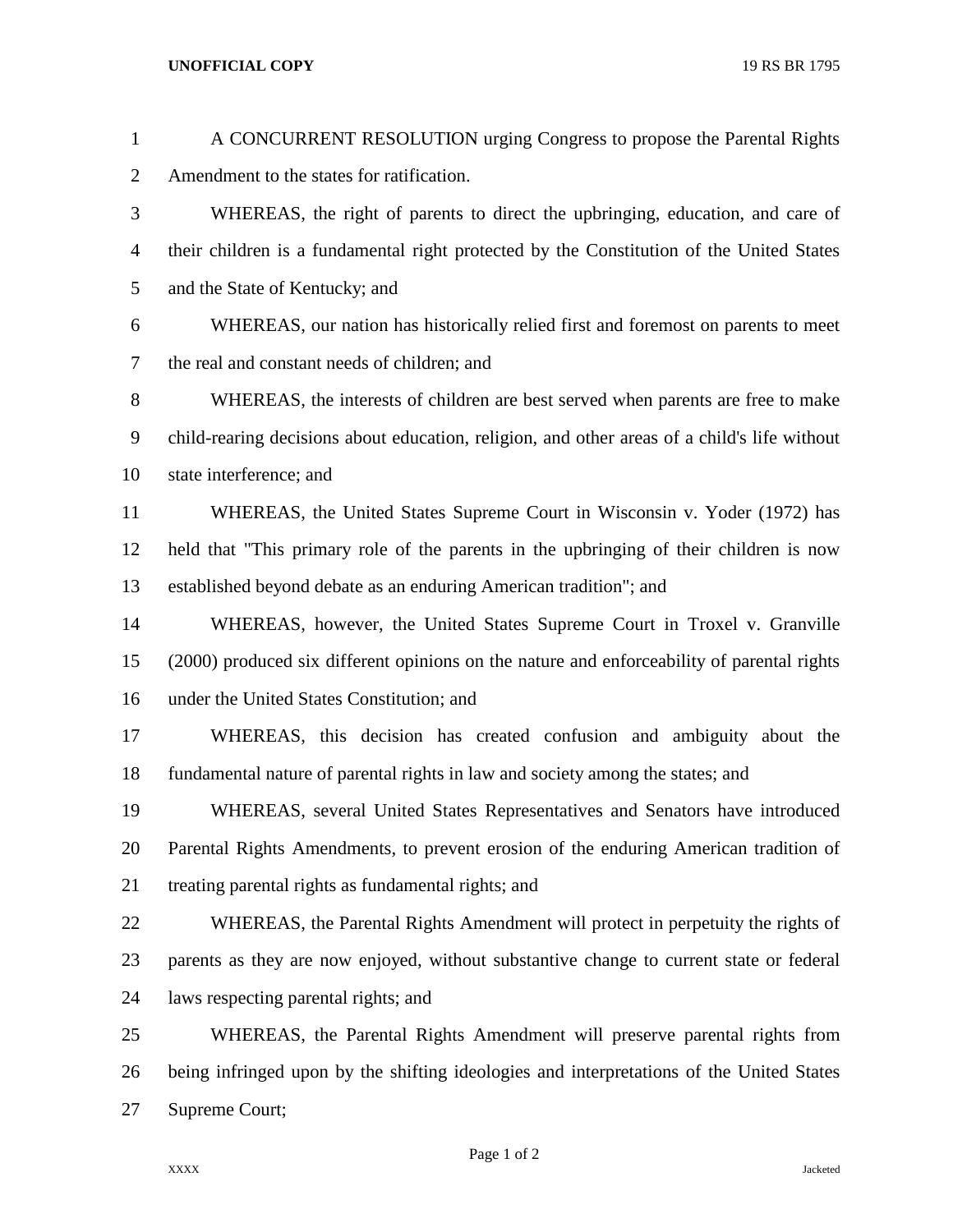A CONCURRENT RESOLUTION urging Congress to propose the Parental Rights Amendment to the states for ratification.

WHEREAS, the right of parents to direct the upbringing, education, and care of their children is a fundamental right protected by the Constitution of the United States and the State of Kentucky; and

WHEREAS, our nation has historically relied first and foremost on parents to meet the real and constant needs of children; and

WHEREAS, the interests of children are best served when parents are free to make child-rearing decisions about education, religion, and other areas of a child's life without state interference; and

WHEREAS, the United States Supreme Court in Wisconsin v. Yoder (1972) has held that "This primary role of the parents in the upbringing of their children is now established beyond debate as an enduring American tradition"; and

WHEREAS, however, the United States Supreme Court in Troxel v. Granville (2000) produced six different opinions on the nature and enforceability of parental rights under the United States Constitution; and

WHEREAS, this decision has created confusion and ambiguity about the fundamental nature of parental rights in law and society among the states; and

WHEREAS, several United States Representatives and Senators have introduced Parental Rights Amendments, to prevent erosion of the enduring American tradition of treating parental rights as fundamental rights; and

WHEREAS, the Parental Rights Amendment will protect in perpetuity the rights of parents as they are now enjoyed, without substantive change to current state or federal laws respecting parental rights; and

WHEREAS, the Parental Rights Amendment will preserve parental rights from being infringed upon by the shifting ideologies and interpretations of the United States Supreme Court;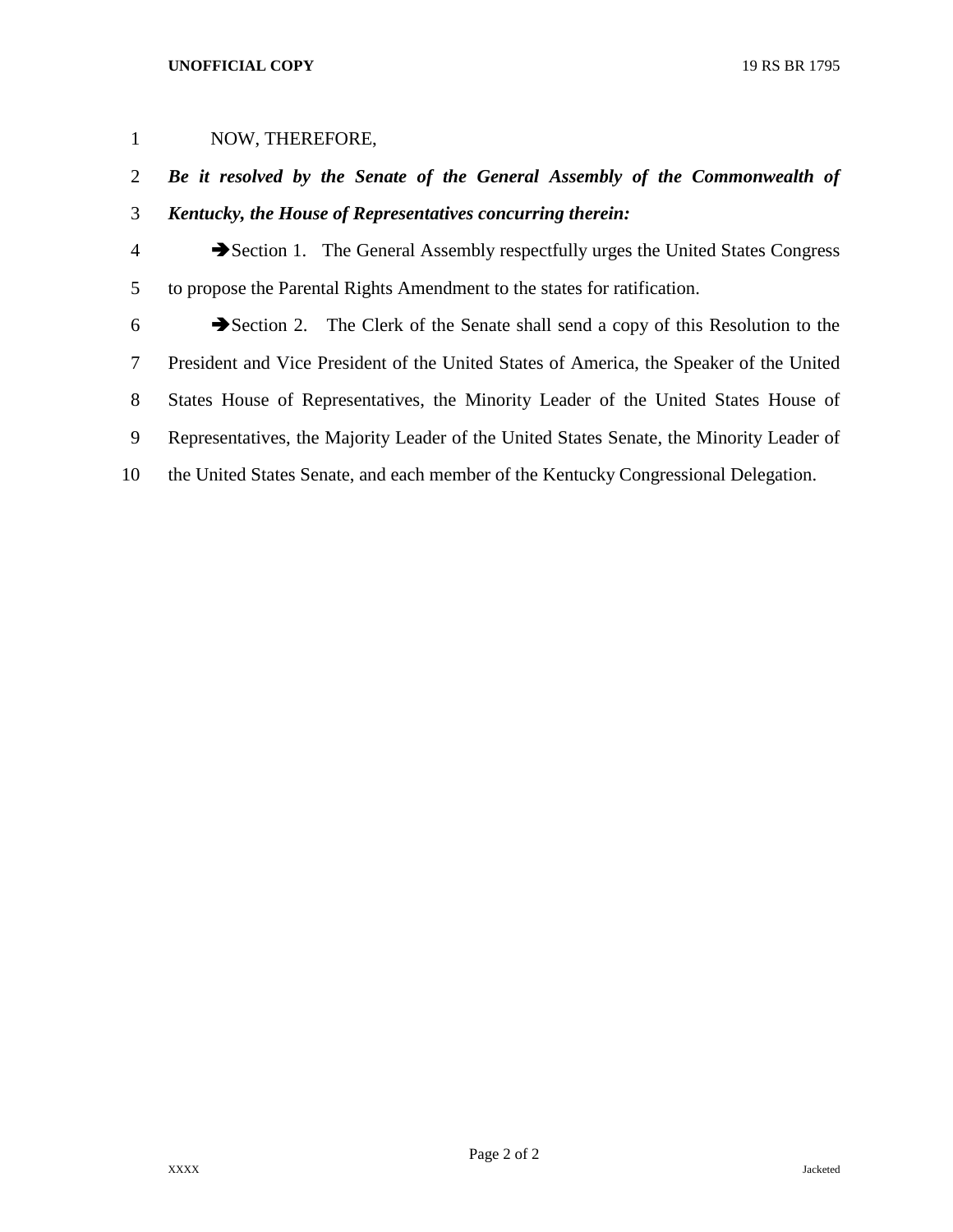NOW, THEREFORE,

***Be it resolved by the Senate of the General Assembly of the Commonwealth of Kentucky, the House of Representatives concurring therein:***

➔Section 1. The General Assembly respectfully urges the United States Congress to propose the Parental Rights Amendment to the states for ratification.

➔Section 2. The Clerk of the Senate shall send a copy of this Resolution to the President and Vice President of the United States of America, the Speaker of the United States House of Representatives, the Minority Leader of the United States House of Representatives, the Majority Leader of the United States Senate, the Minority Leader of the United States Senate, and each member of the Kentucky Congressional Delegation.